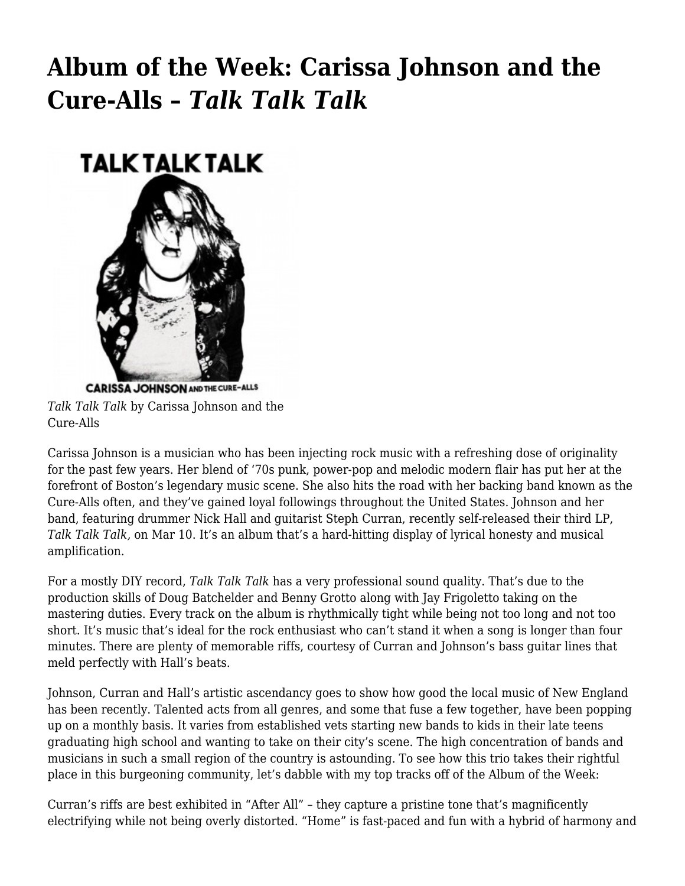# Album of the Week: Carissa Johnson and the Cure-Alls – *Talk Talk Talk*

*Talk Talk Talk* by Carissa Johnson and the Cure-Alls

Carissa Johnson is a musician who has been injecting rock music with a refreshing dose of originality for the past few years. Her blend of '70s punk, power-pop and melodic modern flair has put her at the forefront of Boston's legendary music scene. She also hits the road with her backing band known as the Cure-Alls often, and they've gained loyal followings throughout the United States. Johnson and her band, featuring drummer Nick Hall and guitarist Steph Curran, recently self-released their third LP, *Talk Talk Talk,* on Mar 10. It's an album that's a hard-hitting display of lyrical honesty and musical amplification.

For a mostly DIY record, *Talk Talk Talk* has a very professional sound quality. That's due to the production skills of Doug Batchelder and Benny Grotto along with Jay Frigoletto taking on the mastering duties. Every track on the album is rhythmically tight while being not too long and not too short. It's music that's ideal for the rock enthusiast who can't stand it when a song is longer than four minutes. There are plenty of memorable riffs, courtesy of Curran and Johnson's bass guitar lines that meld perfectly with Hall's beats.

Johnson, Curran and Hall's artistic ascendancy goes to show how good the local music of New England has been recently. Talented acts from all genres, and some that fuse a few together, have been popping up on a monthly basis. It varies from established vets starting new bands to kids in their late teens graduating high school and wanting to take on their city's scene. The high concentration of bands and musicians in such a small region of the country is astounding. To see how this trio takes their rightful place in this burgeoning community, let's dabble with my top tracks off of the Album of the Week:

Curran's riffs are best exhibited in "After All" – they capture a pristine tone that's magnificently electrifying while not being overly distorted. "Home" is fast-paced and fun with a hybrid of harmony and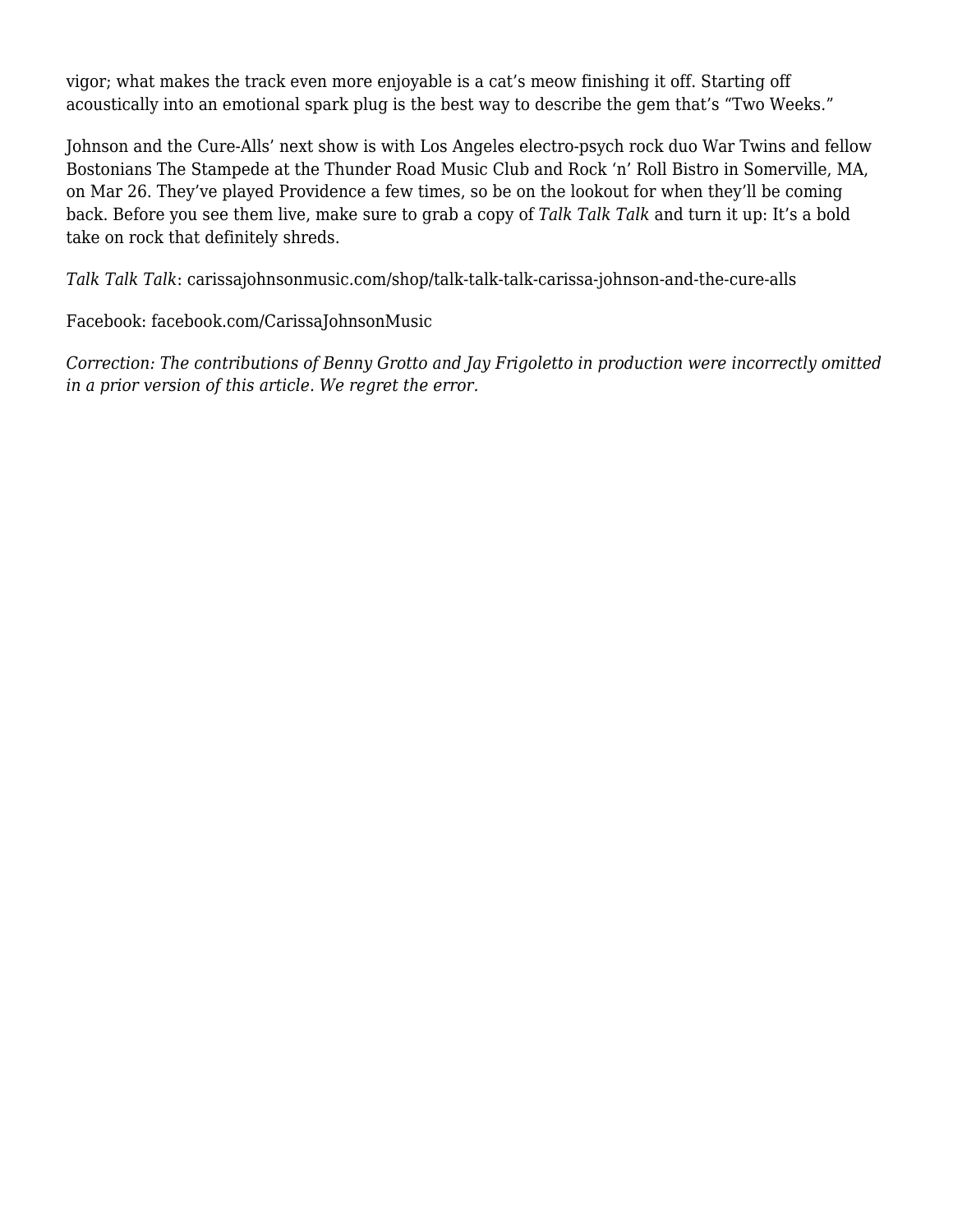vigor; what makes the track even more enjoyable is a cat’s meow finishing it off. Starting off acoustically into an emotional spark plug is the best way to describe the gem that’s “Two Weeks.”

Johnson and the Cure-Alls’ next show is with Los Angeles electro-psych rock duo War Twins and fellow Bostonians The Stampede at the Thunder Road Music Club and Rock ‘n’ Roll Bistro in Somerville, MA, on Mar 26. They’ve played Providence a few times, so be on the lookout for when they’ll be coming back. Before you see them live, make sure to grab a copy of *Talk Talk Talk* and turn it up: It’s a bold take on rock that definitely shreds.

*Talk Talk Talk*: carissajohnsonmusic.com/shop/talk-talk-talk-carissa-johnson-and-the-cure-alls

Facebook: facebook.com/CarissaJohnsonMusic

*Correction: The contributions of Benny Grotto and Jay Frigoletto in production were incorrectly omitted in a prior version of this article. We regret the error.*